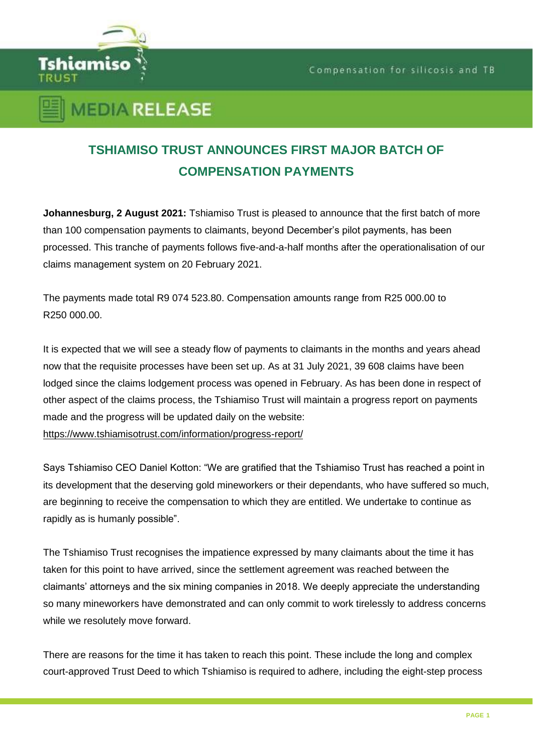**Tshiamiso TRUST**

Compensation for silicosis and TB

**MEDIA RELEASE**

# TSHIAMISO TRUST ANNOUNCES FIRST MAJOR BATCH OF COMPENSATION PAYMENTS

**Johannesburg, 2 August 2021:** Tshiamiso Trust is pleased to announce that the first batch of more than 100 compensation payments to claimants, beyond December's pilot payments, has been processed. This tranche of payments follows five-and-a-half months after the operationalisation of our claims management system on 20 February 2021.

The payments made total R9 074 523.80. Compensation amounts range from R25 000.00 to R250 000.00.

It is expected that we will see a steady flow of payments to claimants in the months and years ahead now that the requisite processes have been set up. As at 31 July 2021, 39 608 claims have been lodged since the claims lodgement process was opened in February. As has been done in respect of other aspect of the claims process, the Tshiamiso Trust will maintain a progress report on payments made and the progress will be updated daily on the website: https://www.tshiamisotrust.com/information/progress-report/

Says Tshiamiso CEO Daniel Kotton: "We are gratified that the Tshiamiso Trust has reached a point in its development that the deserving gold mineworkers or their dependants, who have suffered so much, are beginning to receive the compensation to which they are entitled. We undertake to continue as rapidly as is humanly possible".

The Tshiamiso Trust recognises the impatience expressed by many claimants about the time it has taken for this point to have arrived, since the settlement agreement was reached between the claimants' attorneys and the six mining companies in 2018. We deeply appreciate the understanding so many mineworkers have demonstrated and can only commit to work tirelessly to address concerns while we resolutely move forward.

There are reasons for the time it has taken to reach this point. These include the long and complex court-approved Trust Deed to which Tshiamiso is required to adhere, including the eight-step process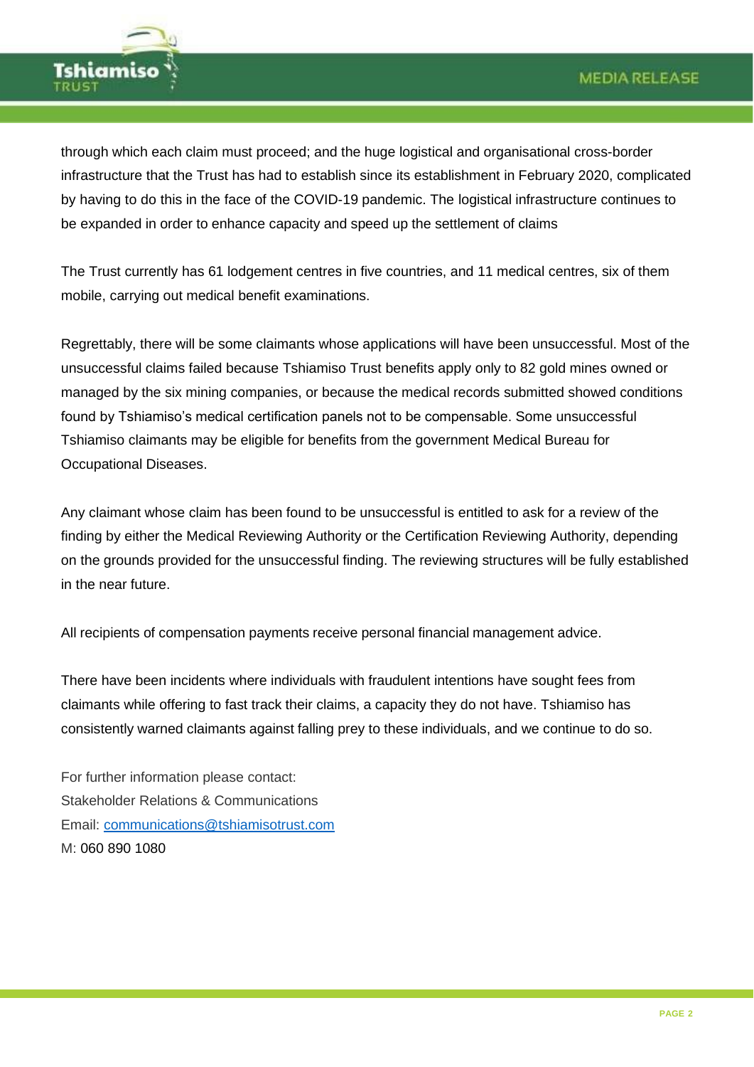through which each claim must proceed; and the huge logistical and organisational cross-border infrastructure that the Trust has had to establish since its establishment in February 2020, complicated by having to do this in the face of the COVID-19 pandemic. The logistical infrastructure continues to be expanded in order to enhance capacity and speed up the settlement of claims

The Trust currently has 61 lodgement centres in five countries, and 11 medical centres, six of them mobile, carrying out medical benefit examinations.

Regrettably, there will be some claimants whose applications will have been unsuccessful. Most of the unsuccessful claims failed because Tshiamiso Trust benefits apply only to 82 gold mines owned or managed by the six mining companies, or because the medical records submitted showed conditions found by Tshiamiso's medical certification panels not to be compensable. Some unsuccessful Tshiamiso claimants may be eligible for benefits from the government Medical Bureau for Occupational Diseases.

Any claimant whose claim has been found to be unsuccessful is entitled to ask for a review of the finding by either the Medical Reviewing Authority or the Certification Reviewing Authority, depending on the grounds provided for the unsuccessful finding. The reviewing structures will be fully established in the near future.

All recipients of compensation payments receive personal financial management advice.

There have been incidents where individuals with fraudulent intentions have sought fees from claimants while offering to fast track their claims, a capacity they do not have. Tshiamiso has consistently warned claimants against falling prey to these individuals, and we continue to do so.

For further information please contact:
Stakeholder Relations & Communications
Email: communications@tshiamisotrust.com
M: 060 890 1080